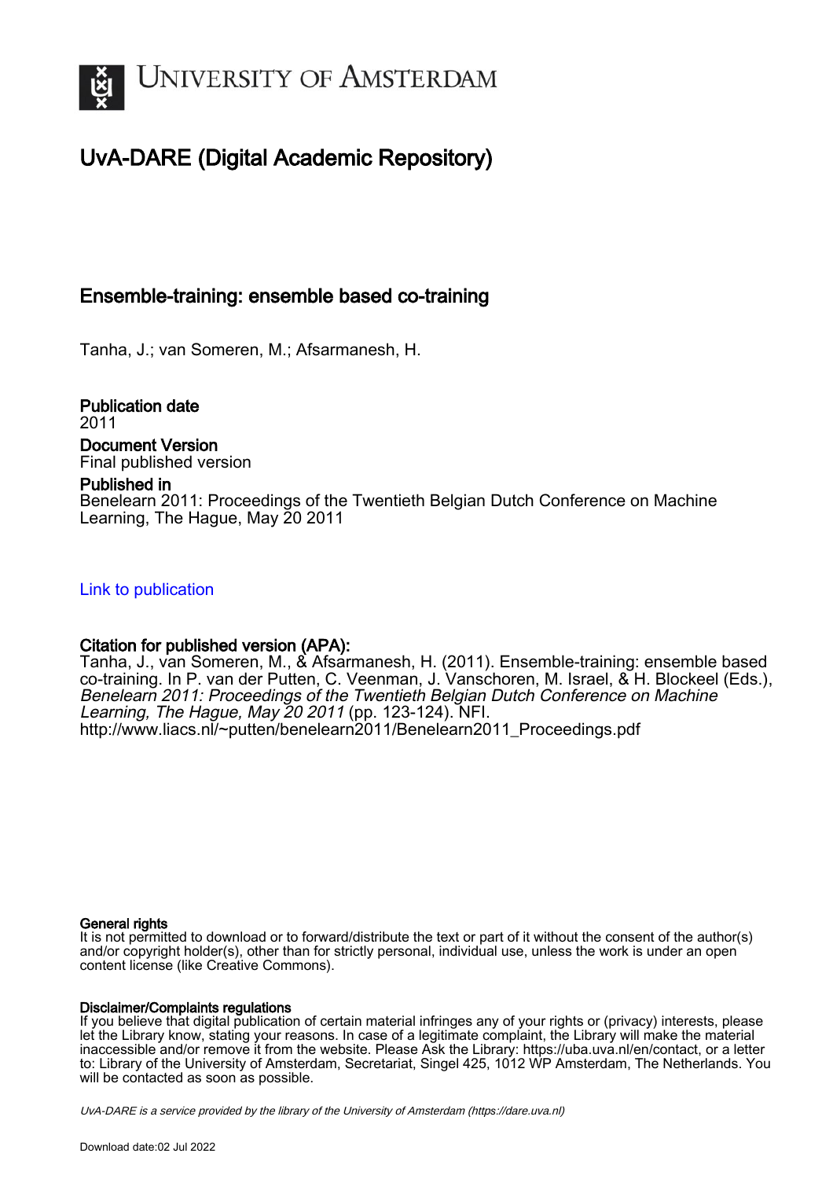# UvA-DARE (Digital Academic Repository)

## Ensemble-training: ensemble based co-training

Tanha, J.; van Someren, M.; Afsarmanesh, H.

**Publication date**
2011

**Document Version**
Final published version

**Published in**
Benelearn 2011: Proceedings of the Twentieth Belgian Dutch Conference on Machine Learning, The Hague, May 20 2011

Link to publication

**Citation for published version (APA):**
Tanha, J., van Someren, M., & Afsarmanesh, H. (2011). Ensemble-training: ensemble based co-training. In P. van der Putten, C. Veenman, J. Vanschoren, M. Israel, & H. Blockeel (Eds.), *Benelearn 2011: Proceedings of the Twentieth Belgian Dutch Conference on Machine Learning, The Hague, May 20 2011* (pp. 123-124). NFI. http://www.liacs.nl/~putten/benelearn2011/Benelearn2011_Proceedings.pdf

**General rights**
It is not permitted to download or to forward/distribute the text or part of it without the consent of the author(s) and/or copyright holder(s), other than for strictly personal, individual use, unless the work is under an open content license (like Creative Commons).

**Disclaimer/Complaints regulations**
If you believe that digital publication of certain material infringes any of your rights or (privacy) interests, please let the Library know, stating your reasons. In case of a legitimate complaint, the Library will make the material inaccessible and/or remove it from the website. Please Ask the Library: https://uba.uva.nl/en/contact, or a letter to: Library of the University of Amsterdam, Secretariat, Singel 425, 1012 WP Amsterdam, The Netherlands. You will be contacted as soon as possible.

*UvA-DARE is a service provided by the library of the University of Amsterdam (https://dare.uva.nl)*

Download date:02 Jul 2022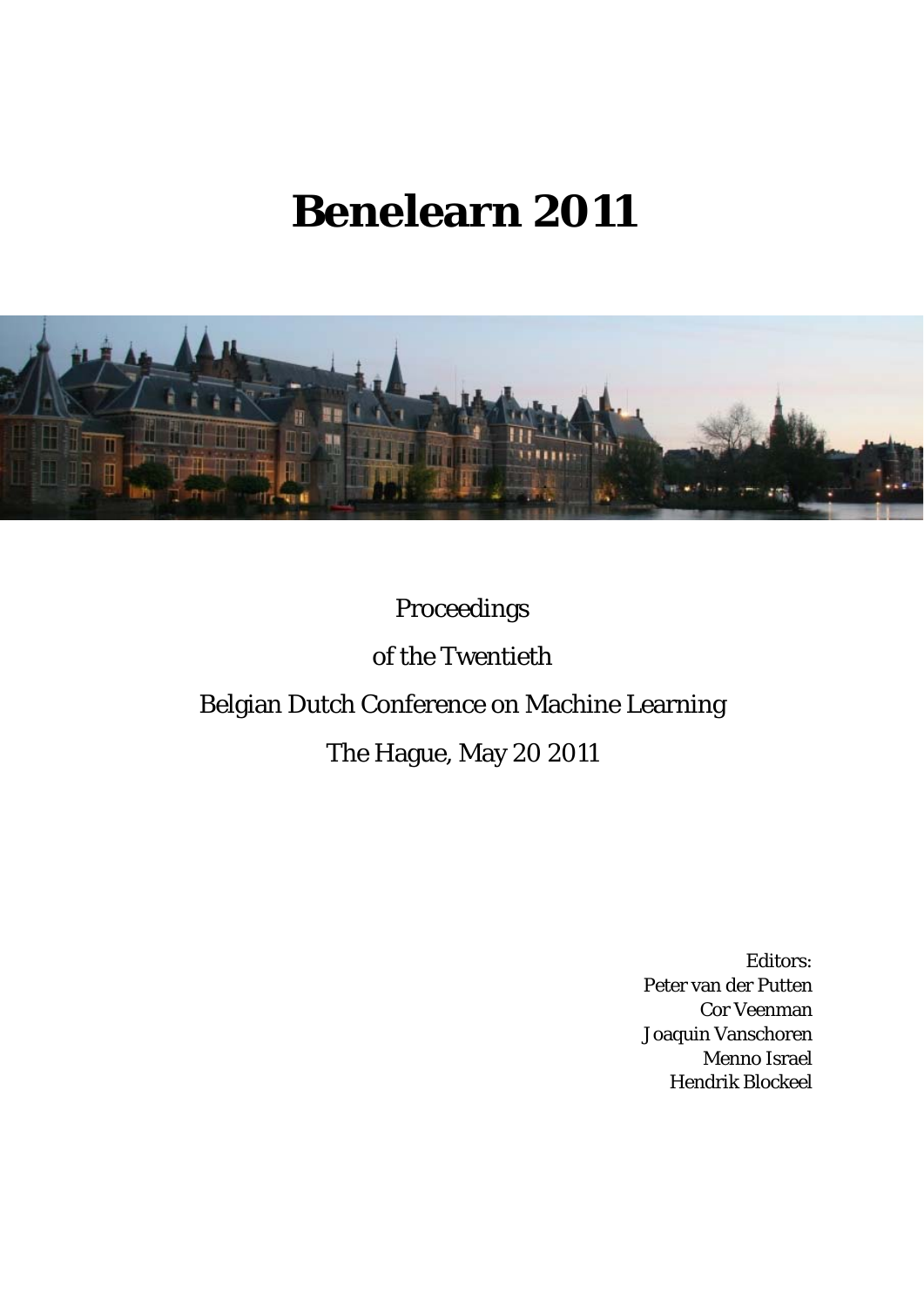# Benelearn 2011

Proceedings

of the Twentieth

Belgian Dutch Conference on Machine Learning

The Hague, May 20 2011

Editors:
Peter van der Putten
Cor Veenman
Joaquin Vanschoren
Menno Israel
Hendrik Blockeel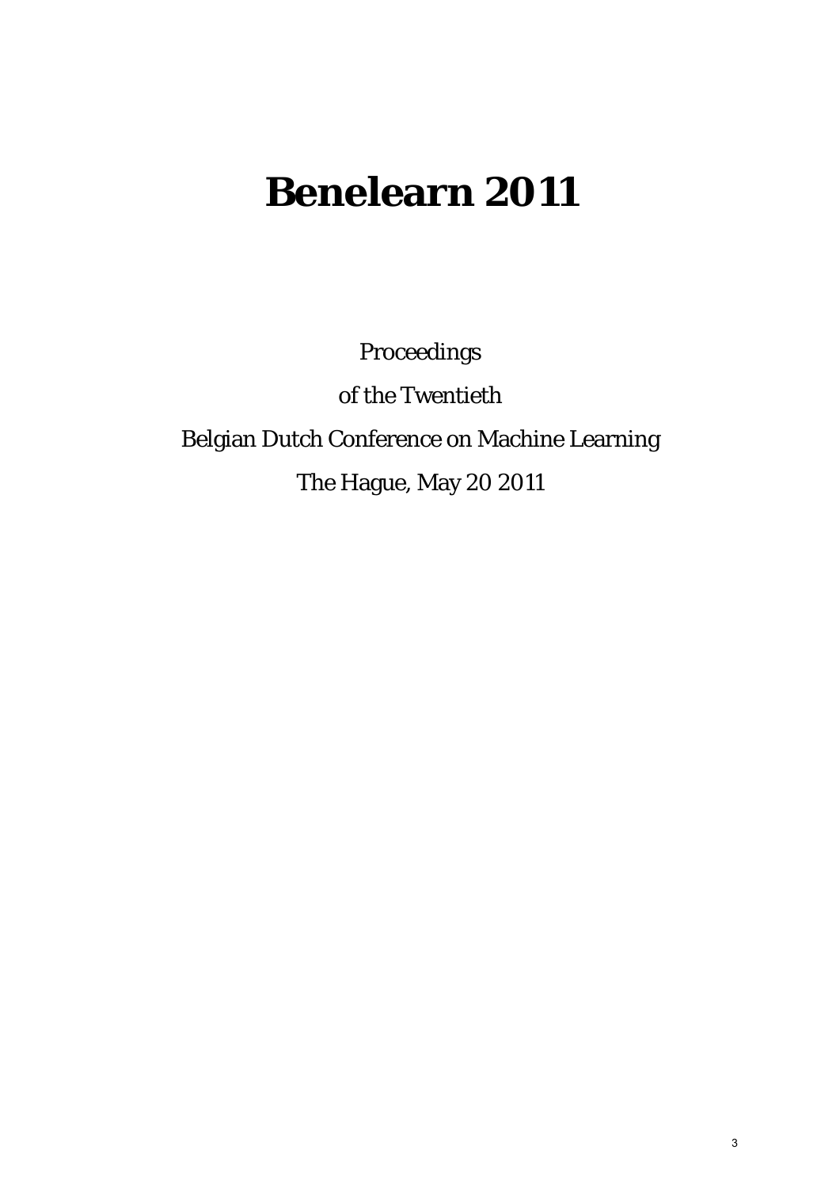# Benelearn 2011

Proceedings

of the Twentieth

Belgian Dutch Conference on Machine Learning

The Hague, May 20 2011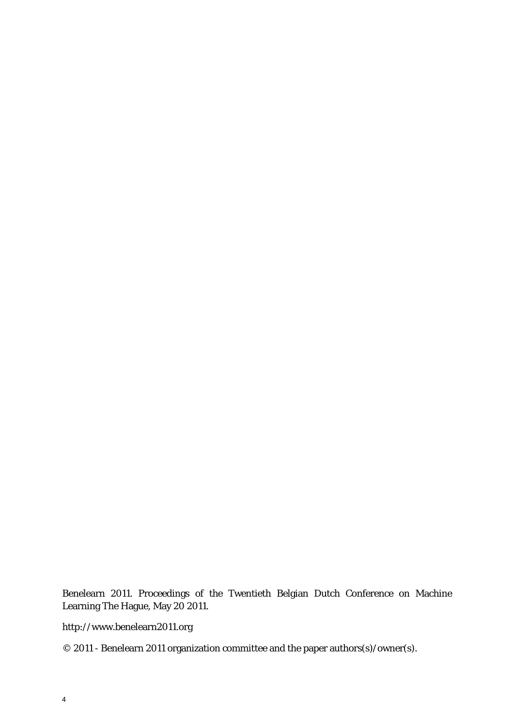Benelearn 2011. Proceedings of the Twentieth Belgian Dutch Conference on Machine Learning The Hague, May 20 2011.

http://www.benelearn2011.org

© 2011 - Benelearn 2011 organization committee and the paper authors(s)/owner(s).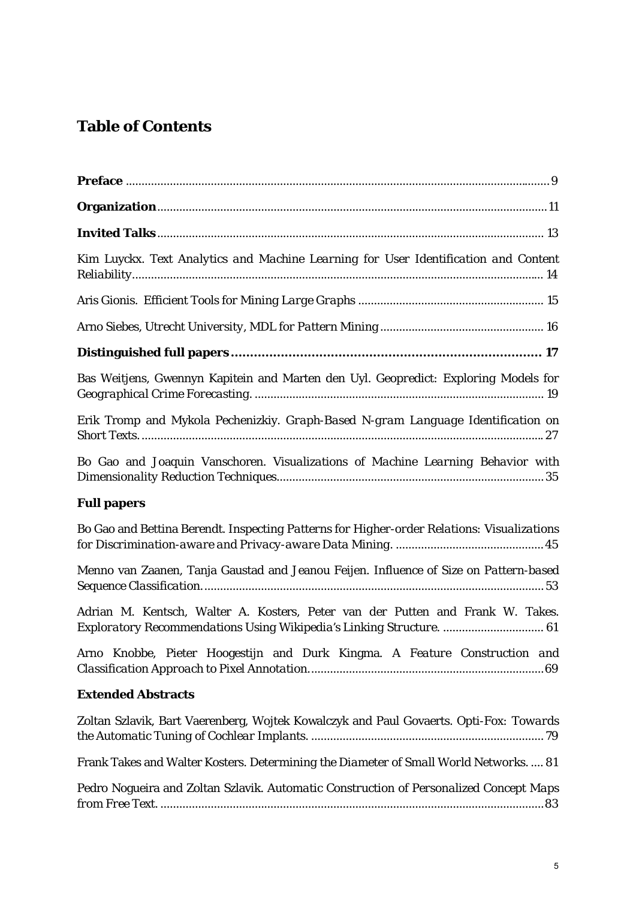# Table of Contents

**Preface** ........................................................................................................................ 9

**Organization** ................................................................................................................ 11

**Invited Talks** ................................................................................................................ 13

Kim Luyckx. *Text Analytics and Machine Learning for User Identification and Content Reliability* ................................................................................................................ 14

Aris Gionis. *Efficient Tools for Mining Large Graphs* ........................................................ 15

Arno Siebes, Utrecht University, *MDL for Pattern Mining* ................................................ 16

**Distinguished full papers ............................................................................ 17**

Bas Weitjens, Gwennyn Kapitein and Marten den Uyl. *Geopredict: Exploring Models for Geographical Crime Forecasting.* ........................................................................................ 19

Erik Tromp and Mykola Pechenizkiy. *Graph-Based N-gram Language Identification on Short Texts.* ................................................................................................................ 27

Bo Gao and Joaquin Vanschoren. *Visualizations of Machine Learning Behavior with Dimensionality Reduction Techniques* ................................................................................ 35

**Full papers**

Bo Gao and Bettina Berendt. *Inspecting Patterns for Higher-order Relations: Visualizations for Discrimination-aware and Privacy-aware Data Mining.* ............................................ 45

Menno van Zaanen, Tanja Gaustad and Jeanou Feijen. *Influence of Size on Pattern-based Sequence Classification.* ................................................................................................ 53

Adrian M. Kentsch, Walter A. Kosters, Peter van der Putten and Frank W. Takes. *Exploratory Recommendations Using Wikipedia's Linking Structure.* .............................. 61

Arno Knobbe, Pieter Hoogestijn and Durk Kingma. *A Feature Construction and Classification Approach to Pixel Annotation.* .................................................................... 69

**Extended Abstracts**

Zoltan Szlavik, Bart Vaerenberg, Wojtek Kowalczyk and Paul Govaerts. *Opti-Fox: Towards the Automatic Tuning of Cochlear Implants.* .................................................................... 79

Frank Takes and Walter Kosters. *Determining the Diameter of Small World Networks.* .... 81

Pedro Nogueira and Zoltan Szlavik. *Automatic Construction of Personalized Concept Maps from Free Text.* ................................................................................................................ 83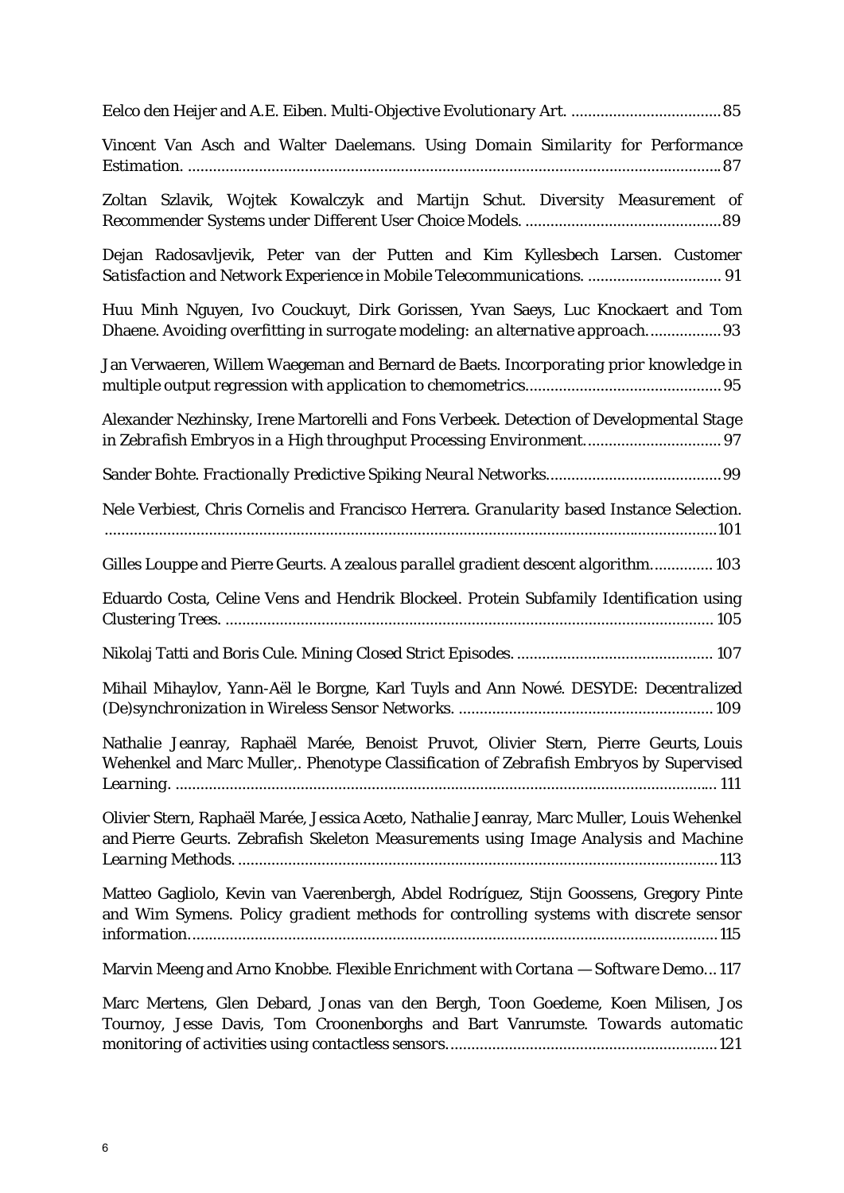Eelco den Heijer and A.E. Eiben. *Multi-Objective Evolutionary Art.* .................................... 85

Vincent Van Asch and Walter Daelemans. *Using Domain Similarity for Performance Estimation.* ............................................................................................................................... 87

Zoltan Szlavik, Wojtek Kowalczyk and Martijn Schut. *Diversity Measurement of Recommender Systems under Different User Choice Models.* ............................................... 89

Dejan Radosavljevik, Peter van der Putten and Kim Kyllesbech Larsen. *Customer Satisfaction and Network Experience in Mobile Telecommunications.* ................................ 91

Huu Minh Nguyen, Ivo Couckuyt, Dirk Gorissen, Yvan Saeys, Luc Knockaert and Tom Dhaene. *Avoiding overfitting in surrogate modeling: an alternative approach.* ................. 93

Jan Verwaeren, Willem Waegeman and Bernard de Baets. *Incorporating prior knowledge in multiple output regression with application to chemometrics.* .............................................. 95

Alexander Nezhinsky, Irene Martorelli and Fons Verbeek. *Detection of Developmental Stage in Zebrafish Embryos in a High throughput Processing Environment.* ................................ 97

Sander Bohte. *Fractionally Predictive Spiking Neural Networks.* .......................................... 99

Nele Verbiest, Chris Cornelis and Francisco Herrera. *Granularity based Instance Selection.* ................................................................................................................................................ 101

Gilles Louppe and Pierre Geurts. *A zealous parallel gradient descent algorithm.* .............. 103

Eduardo Costa, Celine Vens and Hendrik Blockeel. *Protein Subfamily Identification using Clustering Trees.* .................................................................................................................... 105

Nikolaj Tatti and Boris Cule. *Mining Closed Strict Episodes.* ............................................... 107

Mihail Mihaylov, Yann-Aël le Borgne, Karl Tuyls and Ann Nowé. *DESYDE: Decentralized (De)synchronization in Wireless Sensor Networks.* ............................................................. 109

Nathalie Jeanray, Raphaël Marée, Benoist Pruvot, Olivier Stern, Pierre Geurts, Louis Wehenkel and Marc Muller,. *Phenotype Classification of Zebrafish Embryos by Supervised Learning.* ................................................................................................................................. 111

Olivier Stern, Raphaël Marée, Jessica Aceto, Nathalie Jeanray, Marc Muller, Louis Wehenkel and Pierre Geurts. *Zebrafish Skeleton Measurements using Image Analysis and Machine Learning Methods.* .................................................................................................................. 113

Matteo Gagliolo, Kevin van Vaerenbergh, Abdel Rodríguez, Stijn Goossens, Gregory Pinte and Wim Symens. *Policy gradient methods for controlling systems with discrete sensor information.* ............................................................................................................................. 115

Marvin Meeng and Arno Knobbe. *Flexible Enrichment with Cortana — Software Demo* ... 117

Marc Mertens, Glen Debard, Jonas van den Bergh, Toon Goedeme, Koen Milisen, Jos Tournoy, Jesse Davis, Tom Croonenborghs and Bart Vanrumste. *Towards automatic monitoring of activities using contactless sensors.* ................................................................ 121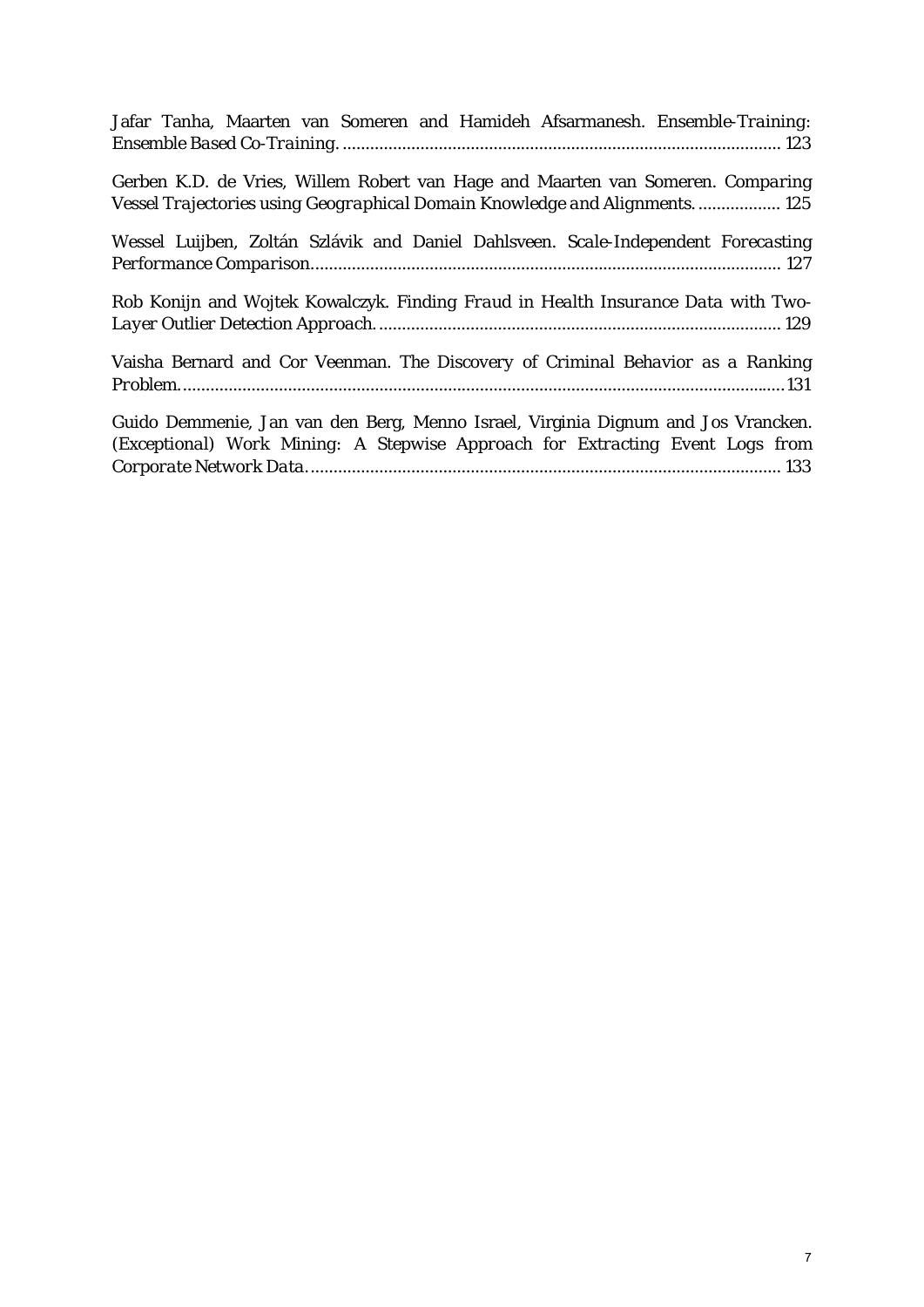Jafar Tanha, Maarten van Someren and Hamideh Afsarmanesh. *Ensemble-Training: Ensemble Based Co-Training.* ................................................................................................ 123

Gerben K.D. de Vries, Willem Robert van Hage and Maarten van Someren. *Comparing Vessel Trajectories using Geographical Domain Knowledge and Alignments.* .................. 125

Wessel Luijben, Zoltán Szlávik and Daniel Dahlsveen. *Scale-Independent Forecasting Performance Comparison*...................................................................................................... 127

Rob Konijn and Wojtek Kowalczyk. *Finding Fraud in Health Insurance Data with Two-Layer Outlier Detection Approach.* ....................................................................................... 129

Vaisha Bernard and Cor Veenman. *The Discovery of Criminal Behavior as a Ranking Problem.* ..................................................................................................................................131

Guido Demmenie, Jan van den Berg, Menno Israel, Virginia Dignum and Jos Vrancken. *(Exceptional) Work Mining: A Stepwise Approach for Extracting Event Logs from Corporate Network Data.* ....................................................................................................... 133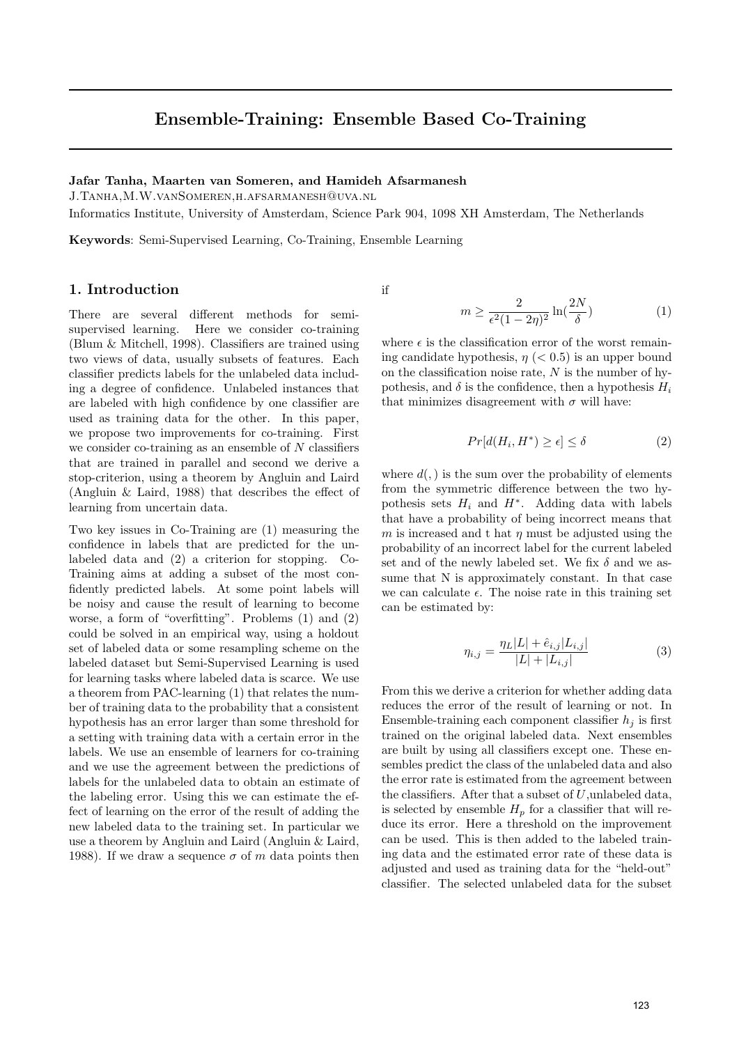# Ensemble-Training: Ensemble Based Co-Training

**Jafar Tanha, Maarten van Someren, and Hamideh Afsarmanesh**

J.Tanha,M.W.vanSomeren,h.afsarmanesh@uva.nl

Informatics Institute, University of Amsterdam, Science Park 904, 1098 XH Amsterdam, The Netherlands

**Keywords**: Semi-Supervised Learning, Co-Training, Ensemble Learning

## 1. Introduction

There are several different methods for semi-supervised learning. Here we consider co-training (Blum & Mitchell, 1998). Classifiers are trained using two views of data, usually subsets of features. Each classifier predicts labels for the unlabeled data including a degree of confidence. Unlabeled instances that are labeled with high confidence by one classifier are used as training data for the other. In this paper, we propose two improvements for co-training. First we consider co-training as an ensemble of $N$ classifiers that are trained in parallel and second we derive a stop-criterion, using a theorem by Angluin and Laird (Angluin & Laird, 1988) that describes the effect of learning from uncertain data.

Two key issues in Co-Training are (1) measuring the confidence in labels that are predicted for the unlabeled data and (2) a criterion for stopping. Co-Training aims at adding a subset of the most confidently predicted labels. At some point labels will be noisy and cause the result of learning to become worse, a form of "overfitting". Problems (1) and (2) could be solved in an empirical way, using a holdout set of labeled data or some resampling scheme on the labeled dataset but Semi-Supervised Learning is used for learning tasks where labeled data is scarce. We use a theorem from PAC-learning (1) that relates the number of training data to the probability that a consistent hypothesis has an error larger than some threshold for a setting with training data with a certain error in the labels. We use an ensemble of learners for co-training and we use the agreement between the predictions of labels for the unlabeled data to obtain an estimate of the labeling error. Using this we can estimate the effect of learning on the error of the result of adding the new labeled data to the training set. In particular we use a theorem by Angluin and Laird (Angluin & Laird, 1988). If we draw a sequence $\sigma$ of $m$ data points then if

$$m \geq \frac{2}{\epsilon^2(1-2\eta)^2} \ln(\frac{2N}{\delta}) \tag{1}$$

where $\epsilon$ is the classification error of the worst remaining candidate hypothesis, $\eta$ ($< 0.5$) is an upper bound on the classification noise rate, $N$ is the number of hypothesis, and $\delta$ is the confidence, then a hypothesis $H_i$ that minimizes disagreement with $\sigma$ will have:

$$Pr[d(H_i, H^*) \geq \epsilon] \leq \delta \tag{2}$$

where $d(,)$ is the sum over the probability of elements from the symmetric difference between the two hypothesis sets $H_i$ and $H^*$. Adding data with labels that have a probability of being incorrect means that $m$ is increased and t hat $\eta$ must be adjusted using the probability of an incorrect label for the current labeled set and of the newly labeled set. We fix $\delta$ and we assume that N is approximately constant. In that case we can calculate $\epsilon$. The noise rate in this training set can be estimated by:

$$\eta_{i,j} = \frac{\eta_L|L| + \hat{e}_{i,j}|L_{i,j}|}{|L| + |L_{i,j}|} \tag{3}$$

From this we derive a criterion for whether adding data reduces the error of the result of learning or not. In Ensemble-training each component classifier $h_j$ is first trained on the original labeled data. Next ensembles are built by using all classifiers except one. These ensembles predict the class of the unlabeled data and also the error rate is estimated from the agreement between the classifiers. After that a subset of $U$,unlabeled data, is selected by ensemble $H_p$ for a classifier that will reduce its error. Here a threshold on the improvement can be used. This is then added to the labeled training data and the estimated error rate of these data is adjusted and used as training data for the "held-out" classifier. The selected unlabeled data for the subset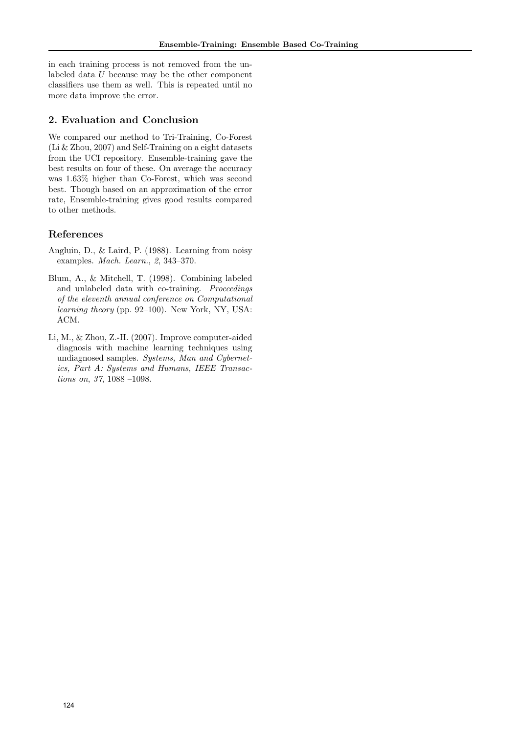in each training process is not removed from the unlabeled data $U$ because may be the other component classifiers use them as well. This is repeated until no more data improve the error.

## 2. Evaluation and Conclusion

We compared our method to Tri-Training, Co-Forest (Li & Zhou, 2007) and Self-Training on a eight datasets from the UCI repository. Ensemble-training gave the best results on four of these. On average the accuracy was 1.63% higher than Co-Forest, which was second best. Though based on an approximation of the error rate, Ensemble-training gives good results compared to other methods.

## References

Angluin, D., & Laird, P. (1988). Learning from noisy examples. *Mach. Learn.*, *2*, 343–370.

Blum, A., & Mitchell, T. (1998). Combining labeled and unlabeled data with co-training. *Proceedings of the eleventh annual conference on Computational learning theory* (pp. 92–100). New York, NY, USA: ACM.

Li, M., & Zhou, Z.-H. (2007). Improve computer-aided diagnosis with machine learning techniques using undiagnosed samples. *Systems, Man and Cybernetics, Part A: Systems and Humans, IEEE Transactions on*, *37*, 1088 –1098.